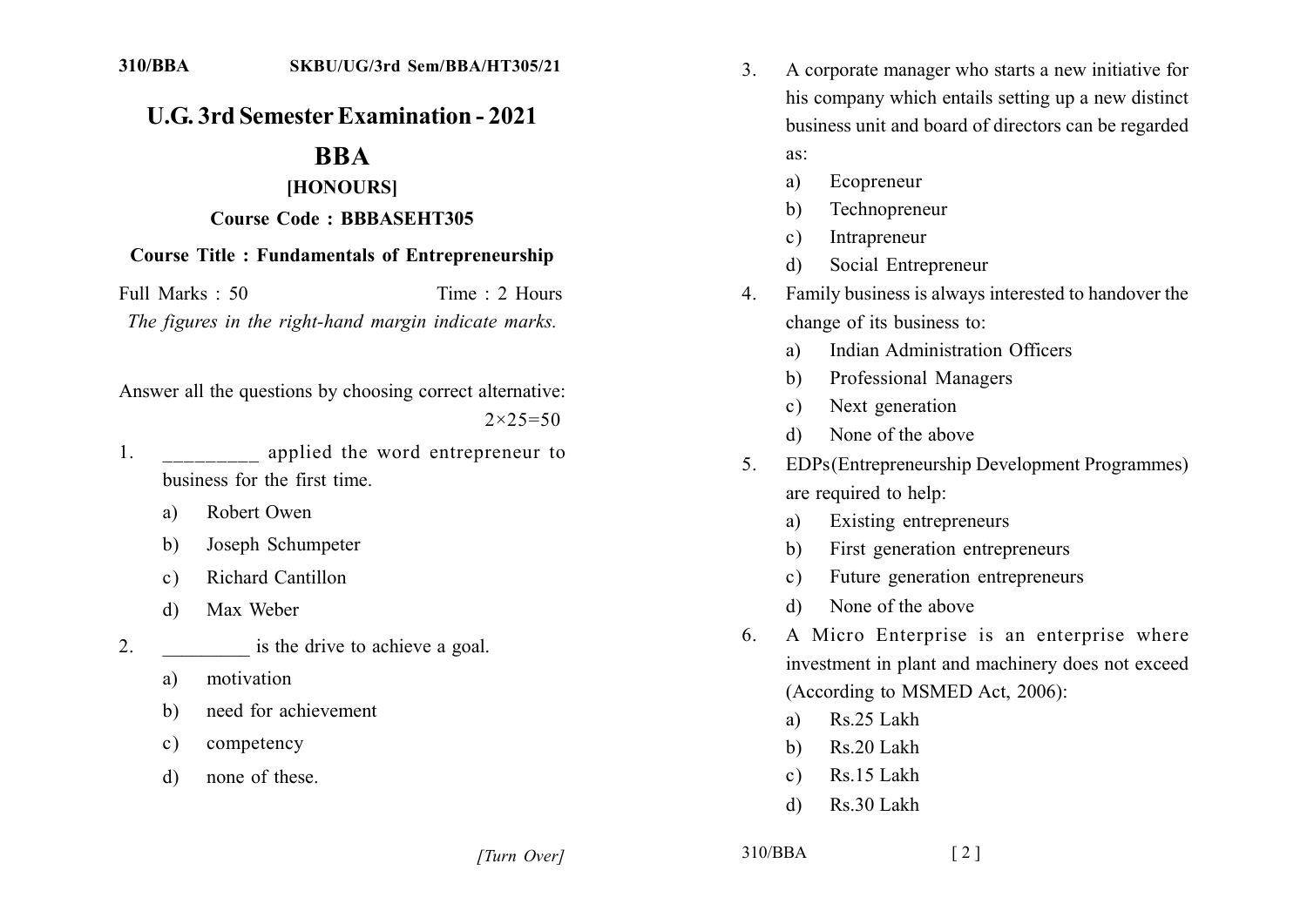310/BBA SKBU/UG/3rd Sem/BBA/HT305/21

# U.G. 3rd Semester Examination - 2021

## BBA

### [HONOURS]

**Course Code : BBBASEHT305**

**Course Title : Fundamentals of Entrepreneurship**

Full Marks : 50 Time : 2 Hours

*The figures in the right-hand margin indicate marks.*

Answer all the questions by choosing correct alternative: 2×25=50

1. _________ applied the word entrepreneur to business for the first time.
   a) Robert Owen
   b) Joseph Schumpeter
   c) Richard Cantillon
   d) Max Weber

2. _________ is the drive to achieve a goal.
   a) motivation
   b) need for achievement
   c) competency
   d) none of these.

3. A corporate manager who starts a new initiative for his company which entails setting up a new distinct business unit and board of directors can be regarded as:
   a) Ecopreneur
   b) Technopreneur
   c) Intrapreneur
   d) Social Entrepreneur

4. Family business is always interested to handover the change of its business to:
   a) Indian Administration Officers
   b) Professional Managers
   c) Next generation
   d) None of the above

5. EDPs(Entrepreneurship Development Programmes) are required to help:
   a) Existing entrepreneurs
   b) First generation entrepreneurs
   c) Future generation entrepreneurs
   d) None of the above

6. A Micro Enterprise is an enterprise where investment in plant and machinery does not exceed (According to MSMED Act, 2006):
   a) Rs.25 Lakh
   b) Rs.20 Lakh
   c) Rs.15 Lakh
   d) Rs.30 Lakh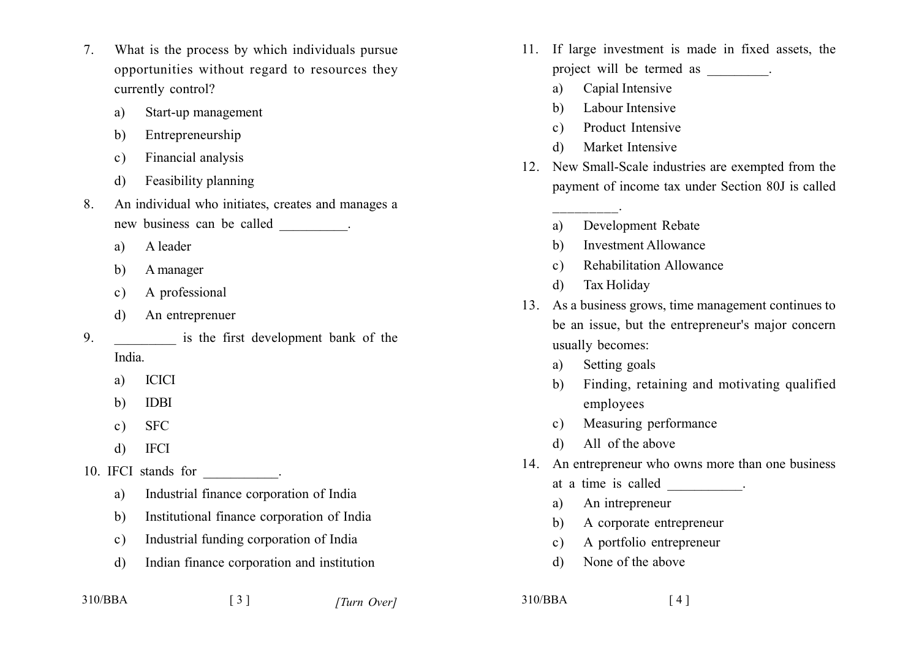7. What is the process by which individuals pursue opportunities without regard to resources they currently control?
   a) Start-up management
   b) Entrepreneurship
   c) Financial analysis
   d) Feasibility planning

8. An individual who initiates, creates and manages a new business can be called __________.
   a) A leader
   b) A manager
   c) A professional
   d) An entreprenuer

9. _________ is the first development bank of the India.
   a) ICICI
   b) IDBI
   c) SFC
   d) IFCI

10. IFCI stands for ___________.
   a) Industrial finance corporation of India
   b) Institutional finance corporation of India
   c) Industrial funding corporation of India
   d) Indian finance corporation and institution

11. If large investment is made in fixed assets, the project will be termed as _________.
   a) Capial Intensive
   b) Labour Intensive
   c) Product Intensive
   d) Market Intensive

12. New Small-Scale industries are exempted from the payment of income tax under Section 80J is called _________.
   a) Development Rebate
   b) Investment Allowance
   c) Rehabilitation Allowance
   d) Tax Holiday

13. As a business grows, time management continues to be an issue, but the entrepreneur's major concern usually becomes:
   a) Setting goals
   b) Finding, retaining and motivating qualified employees
   c) Measuring performance
   d) All of the above

14. An entrepreneur who owns more than one business at a time is called ___________.
   a) An intrepreneur
   b) A corporate entrepreneur
   c) A portfolio entrepreneur
   d) None of the above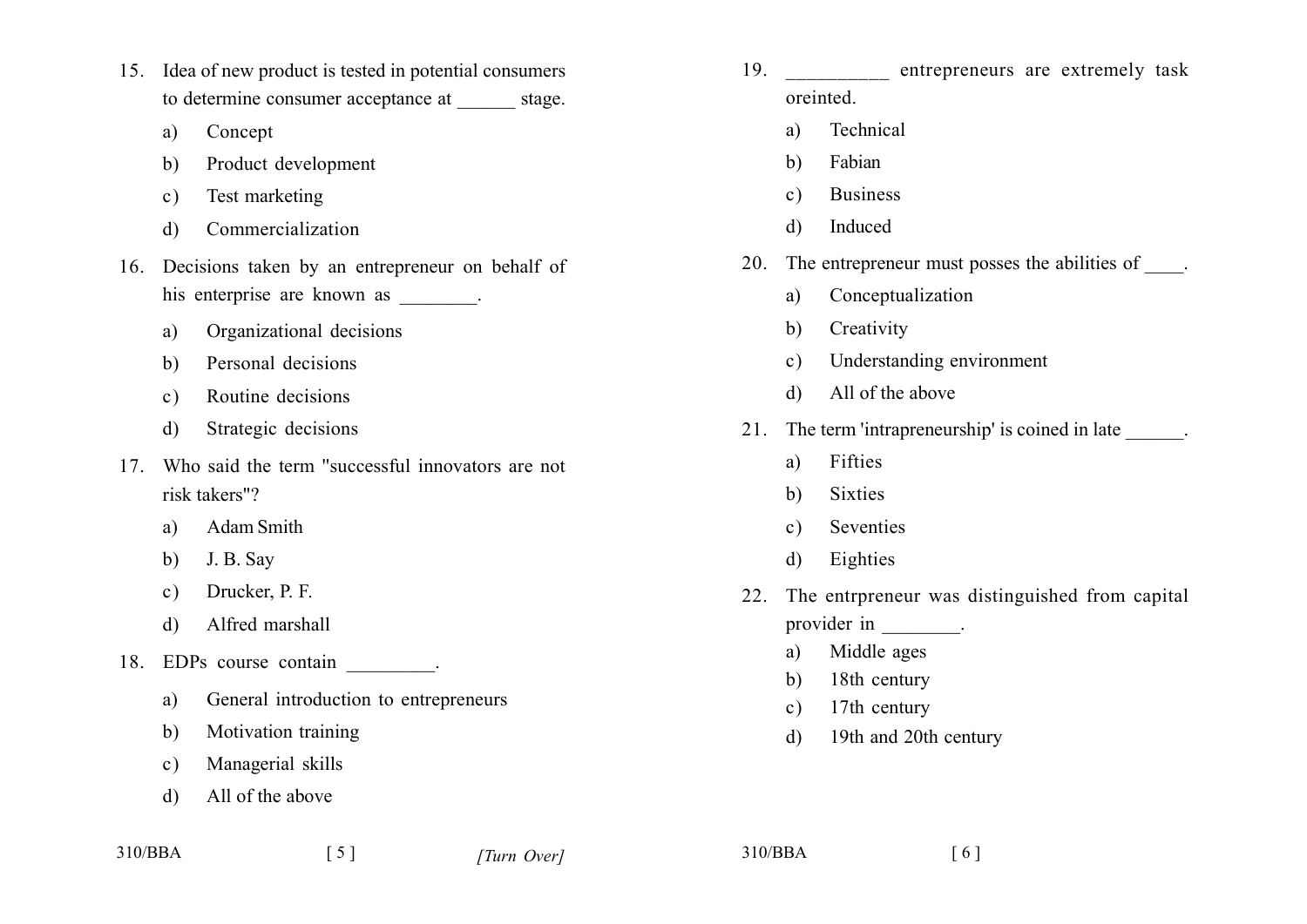15. Idea of new product is tested in potential consumers to determine consumer acceptance at ______ stage.

    a) Concept

    b) Product development

    c) Test marketing

    d) Commercialization

16. Decisions taken by an entrepreneur on behalf of his enterprise are known as ________.

    a) Organizational decisions

    b) Personal decisions

    c) Routine decisions

    d) Strategic decisions

17. Who said the term "successful innovators are not risk takers"?

    a) Adam Smith

    b) J. B. Say

    c) Drucker, P. F.

    d) Alfred marshall

18. EDPs course contain _________.

    a) General introduction to entrepreneurs

    b) Motivation training

    c) Managerial skills

    d) All of the above

19. __________ entrepreneurs are extremely task oreinted.

    a) Technical

    b) Fabian

    c) Business

    d) Induced

20. The entrepreneur must posses the abilities of ____.

    a) Conceptualization

    b) Creativity

    c) Understanding environment

    d) All of the above

21. The term 'intrapreneurship' is coined in late ______.

    a) Fifties

    b) Sixties

    c) Seventies

    d) Eighties

22. The entrpreneur was distinguished from capital provider in ________.

    a) Middle ages

    b) 18th century

    c) 17th century

    d) 19th and 20th century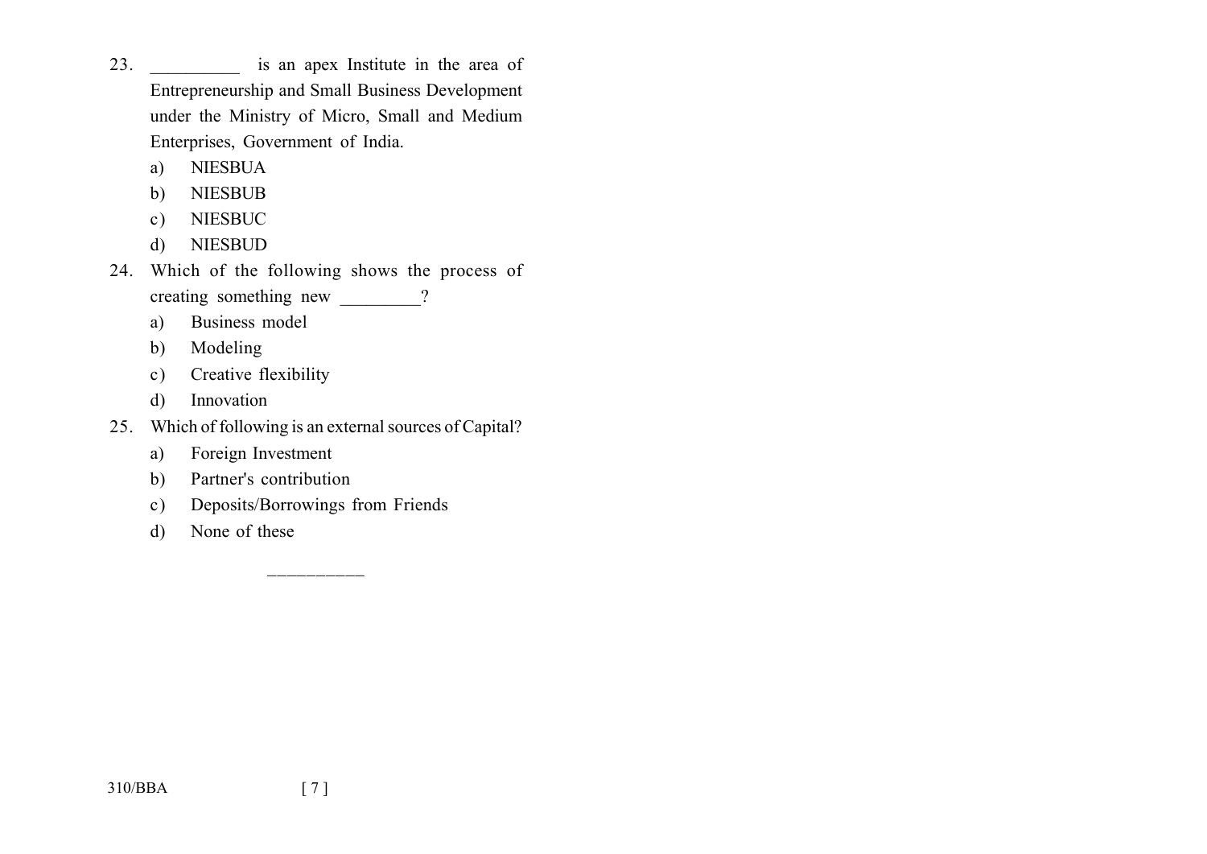23. __________ is an apex Institute in the area of Entrepreneurship and Small Business Development under the Ministry of Micro, Small and Medium Enterprises, Government of India.
    a) NIESBUA
    b) NIESBUB
    c) NIESBUC
    d) NIESBUD

24. Which of the following shows the process of creating something new _________?
    a) Business model
    b) Modeling
    c) Creative flexibility
    d) Innovation

25. Which of following is an external sources of Capital?
    a) Foreign Investment
    b) Partner's contribution
    c) Deposits/Borrowings from Friends
    d) None of these

__________